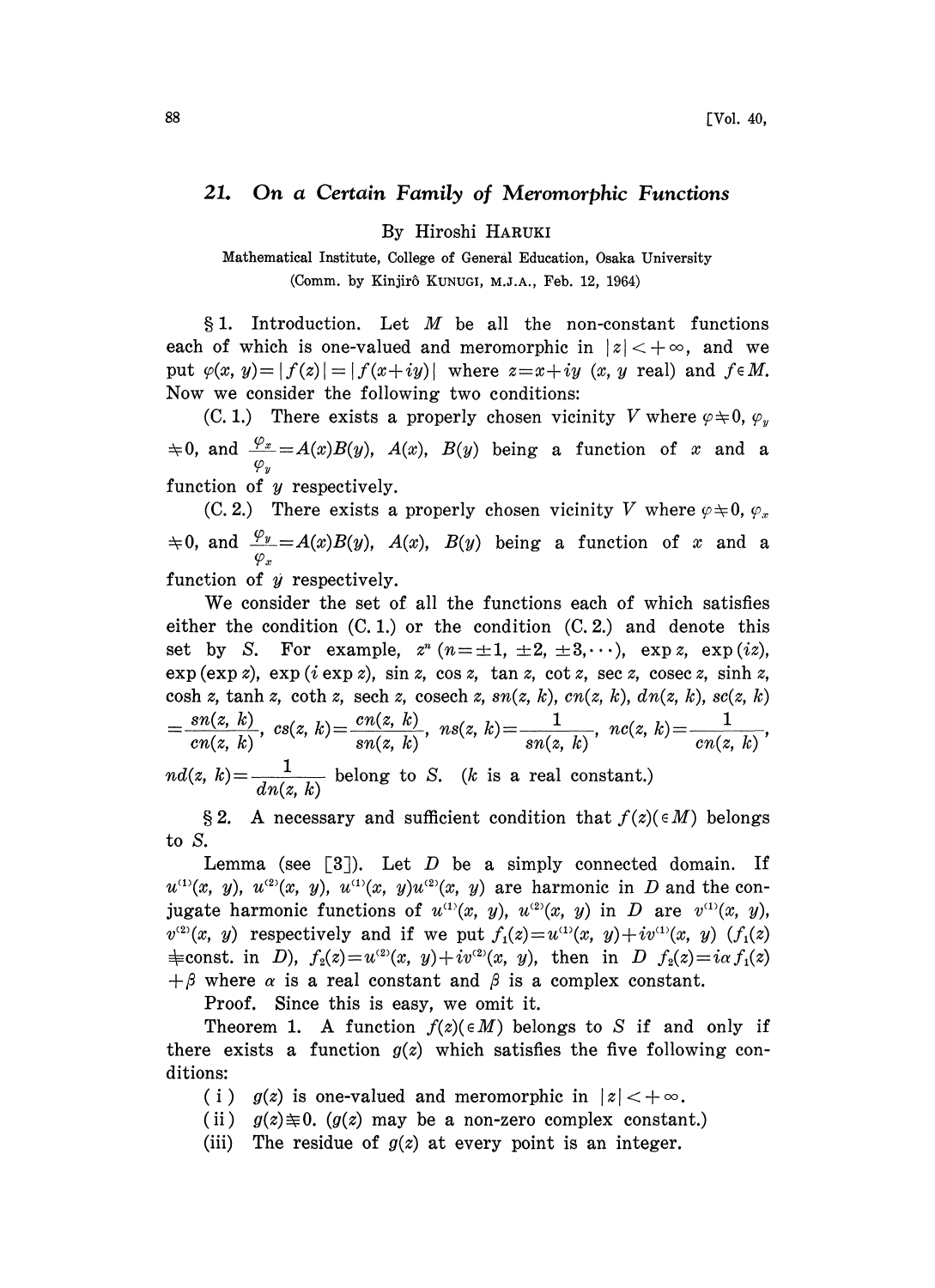# 21. On a Certain Family of Meromorphic Functions

By Hiroshi HARUKI

Mathematical Institute, College of General Education, Osaka University

(Comm. by Kinjirô KUNUGI, M.J.A., Feb. 12, 1964)

§ 1. Introduction. Let $M$ be all the non-constant functions each of which is one-valued and meromorphic in $|z|<+\infty$, and we put $\varphi(x, y)=|f(z)|=|f(x+iy)|$ where $z=x+iy$ ($x, y$ real) and $f \in M$. Now we consider the following two conditions:

(C. 1.) There exists a properly chosen vicinity $V$ where $\varphi \neq 0$, $\varphi_y \neq 0$, and $\frac{\varphi_x}{\varphi_y}=A(x)B(y)$, $A(x)$, $B(y)$ being a function of $x$ and a function of $y$ respectively.

(C. 2.) There exists a properly chosen vicinity $V$ where $\varphi \neq 0$, $\varphi_x \neq 0$, and $\frac{\varphi_y}{\varphi_x}=A(x)B(y)$, $A(x)$, $B(y)$ being a function of $x$ and a function of $y$ respectively.

We consider the set of all the functions each of which satisfies either the condition (C. 1.) or the condition (C. 2.) and denote this set by $S$. For example, $z^n$ $(n=\pm 1, \pm 2, \pm 3, \cdots)$, $\exp z$, $\exp(iz)$, $\exp(\exp z)$, $\exp(i \exp z)$, $\sin z$, $\cos z$, $\tan z$, $\cot z$, $\sec z$, $\operatorname{cosec} z$, $\sinh z$, $\cosh z$, $\tanh z$, $\coth z$, $\operatorname{sech} z$, $\operatorname{cosech} z$, $sn(z, k)$, $cn(z, k)$, $dn(z, k)$, $sc(z, k)=\frac{sn(z, k)}{cn(z, k)}$, $cs(z, k)=\frac{cn(z, k)}{sn(z, k)}$, $ns(z, k)=\frac{1}{sn(z, k)}$, $nc(z, k)=\frac{1}{cn(z, k)}$, $nd(z, k)=\frac{1}{dn(z, k)}$ belong to $S$. ($k$ is a real constant.)

§ 2. A necessary and sufficient condition that $f(z)(\in M)$ belongs to $S$.

Lemma (see [3]). Let $D$ be a simply connected domain. If $u^{(1)}(x, y)$, $u^{(2)}(x, y)$, $u^{(1)}(x, y)u^{(2)}(x, y)$ are harmonic in $D$ and the conjugate harmonic functions of $u^{(1)}(x, y)$, $u^{(2)}(x, y)$ in $D$ are $v^{(1)}(x, y)$, $v^{(2)}(x, y)$ respectively and if we put $f_1(z)=u^{(1)}(x, y)+iv^{(1)}(x, y)$ ($f_1(z) \not\equiv$ const. in $D$), $f_2(z)=u^{(2)}(x, y)+iv^{(2)}(x, y)$, then in $D$ $f_2(z)=i\alpha f_1(z)+\beta$ where $\alpha$ is a real constant and $\beta$ is a complex constant.

Proof. Since this is easy, we omit it.

Theorem 1. A function $f(z)(\in M)$ belongs to $S$ if and only if there exists a function $g(z)$ which satisfies the five following conditions:

(i) $g(z)$ is one-valued and meromorphic in $|z|<+\infty$.

(ii) $g(z) \not\equiv 0$. ($g(z)$ may be a non-zero complex constant.)

(iii) The residue of $g(z)$ at every point is an integer.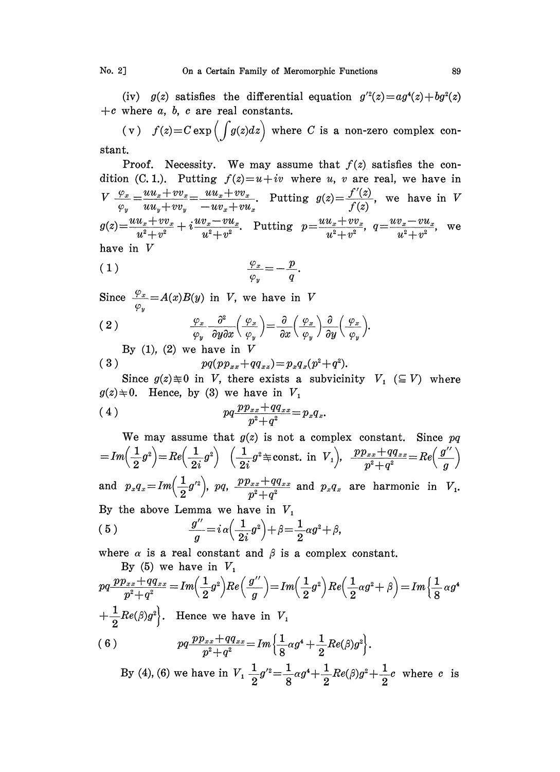(iv) $g(z)$ satisfies the differential equation $g'^2(z)=ag^4(z)+bg^2(z)+c$ where $a$, $b$, $c$ are real constants.

(v) $f(z)=C\exp\left(\int g(z)dz\right)$ where $C$ is a non-zero complex constant.

Proof. Necessity. We may assume that $f(z)$ satisfies the condition (C. 1.). Putting $f(z)=u+iv$ where $u$, $v$ are real, we have in $V$ $\frac{\varphi_x}{\varphi_y}=\frac{uu_x+vv_x}{uu_y+vv_y}=\frac{uu_x+vv_x}{-uv_x+vu_x}$. Putting $g(z)=\frac{f'(z)}{f(z)}$, we have in $V$ $g(z)=\frac{uu_x+vv_x}{u^2+v^2}+i\frac{uv_x-vu_x}{u^2+v^2}$. Putting $p=\frac{uu_x+vv_x}{u^2+v^2}$, $q=\frac{uv_x-vu_x}{u^2+v^2}$, we have in $V$

$$\frac{\varphi_x}{\varphi_y}=-\frac{p}{q}. \tag{1}$$

Since $\frac{\varphi_x}{\varphi_y}=A(x)B(y)$ in $V$, we have in $V$

$$\frac{\varphi_x}{\varphi_y}\frac{\partial^2}{\partial y\partial x}\left(\frac{\varphi_x}{\varphi_y}\right)=\frac{\partial}{\partial x}\left(\frac{\varphi_x}{\varphi_y}\right)\frac{\partial}{\partial y}\left(\frac{\varphi_x}{\varphi_y}\right). \tag{2}$$

By (1), (2) we have in $V$

$$pq(pp_{xx}+qq_{xx})=p_xq_x(p^2+q^2). \tag{3}$$

Since $g(z)\not\equiv 0$ in $V$, there exists a subvicinity $V_1$ ($\subseteqq V$) where $g(z)\neq 0$. Hence, by (3) we have in $V_1$

$$pq\frac{pp_{xx}+qq_{xx}}{p^2+q^2}=p_xq_x. \tag{4}$$

We may assume that $g(z)$ is not a complex constant. Since $pq=Im\left(\frac{1}{2}g^2\right)=Re\left(\frac{1}{2i}g^2\right)$ $\left(\frac{1}{2i}g^2\not\equiv\text{const. in } V_1\right)$, $\frac{pp_{xx}+qq_{xx}}{p^2+q^2}=Re\left(\frac{g''}{g}\right)$ and $p_xq_x=Im\left(\frac{1}{2}g'^2\right)$, $pq$, $\frac{pp_{xx}+qq_{xx}}{p^2+q^2}$ and $p_xq_x$ are harmonic in $V_1$. By the above Lemma we have in $V_1$

$$\frac{g''}{g}=i\alpha\left(\frac{1}{2i}g^2\right)+\beta=\frac{1}{2}\alpha g^2+\beta, \tag{5}$$

where $\alpha$ is a real constant and $\beta$ is a complex constant.

By (5) we have in $V_1$ $pq\frac{pp_{xx}+qq_{xx}}{p^2+q^2}=Im\left(\frac{1}{2}g^2\right)Re\left(\frac{g''}{g}\right)=Im\left(\frac{1}{2}g^2\right)Re\left(\frac{1}{2}\alpha g^2+\beta\right)=Im\left\{\frac{1}{8}\alpha g^4+\frac{1}{2}Re(\beta)g^2\right\}$. Hence we have in $V_1$

$$pq\frac{pp_{xx}+qq_{xx}}{p^2+q^2}=Im\left\{\frac{1}{8}\alpha g^4+\frac{1}{2}Re(\beta)g^2\right\}. \tag{6}$$

By (4), (6) we have in $V_1$ $\frac{1}{2}g'^2=\frac{1}{8}\alpha g^4+\frac{1}{2}Re(\beta)g^2+\frac{1}{2}c$ where $c$ is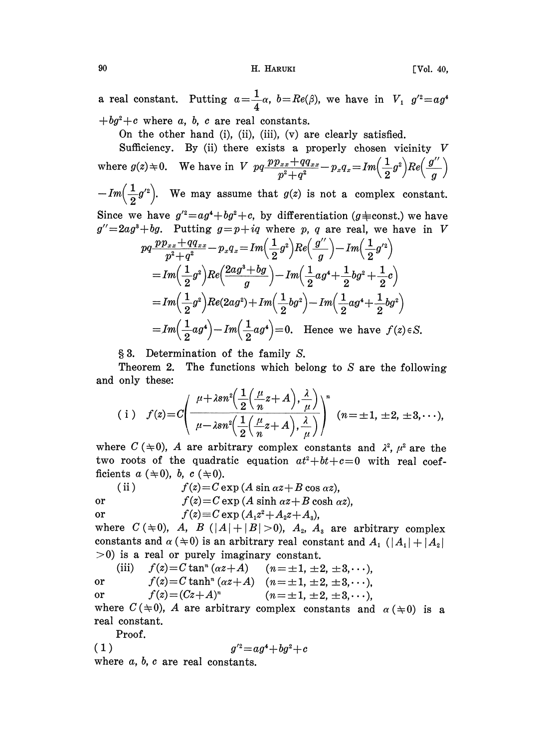a real constant. Putting $a=\frac{1}{4}\alpha$, $b=Re(\beta)$, we have in $V_1$ $g'^2=ag^4+bg^2+c$ where $a$, $b$, $c$ are real constants.

On the other hand (i), (ii), (iii), (v) are clearly satisfied.

Sufficiency. By (ii) there exists a properly chosen vicinity $V$ where $g(z)\neq 0$. We have in $V$ $pq\dfrac{pp_{xx}+qq_{xx}}{p^2+q^2}-p_xq_x=Im\left(\frac{1}{2}g^2\right)Re\left(\frac{g''}{g}\right)-Im\left(\frac{1}{2}g'^2\right)$. We may assume that $g(z)$ is not a complex constant. Since we have $g'^2=ag^4+bg^2+c$, by differentiation ($g\neq$const.) we have $g''=2ag^3+bg$. Putting $g=p+iq$ where $p$, $q$ are real, we have in $V$

$$
\begin{aligned}
pq\frac{pp_{xx}+qq_{xx}}{p^2+q^2}-p_xq_x&=Im\left(\frac{1}{2}g^2\right)Re\left(\frac{g''}{g}\right)-Im\left(\frac{1}{2}g'^2\right)\\
&=Im\left(\frac{1}{2}g^2\right)Re\left(\frac{2ag^3+bg}{g}\right)-Im\left(\frac{1}{2}ag^4+\frac{1}{2}bg^2+\frac{1}{2}c\right)\\
&=Im\left(\frac{1}{2}g^2\right)Re(2ag^2)+Im\left(\frac{1}{2}bg^2\right)-Im\left(\frac{1}{2}ag^4+\frac{1}{2}bg^2\right)\\
&=Im\left(\frac{1}{2}ag^4\right)-Im\left(\frac{1}{2}ag^4\right)=0.
\end{aligned}
$$

Hence we have $f(z)\in S$.

## § 3. Determination of the family $S$.

**Theorem 2.** The functions which belong to $S$ are the following and only these:

(i) $$f(z)=C\left(\frac{\mu+\lambda sn^2\left(\frac{1}{2}\left(\frac{\mu}{n}z+A\right),\frac{\lambda}{\mu}\right)}{\mu-\lambda sn^2\left(\frac{1}{2}\left(\frac{\mu}{n}z+A\right),\frac{\lambda}{\mu}\right)}\right)^n \quad (n=\pm1,\pm2,\pm3,\cdots),$$

where $C\,(\neq 0)$, $A$ are arbitrary complex constants and $\lambda^2$, $\mu^2$ are the two roots of the quadratic equation $at^2+bt+c=0$ with real coefficients $a\,(\neq 0)$, $b$, $c\,(\neq 0)$.

(ii) $f(z)=C\exp(A\sin\alpha z+B\cos\alpha z)$,

or $f(z)=C\exp(A\sinh\alpha z+B\cosh\alpha z)$,

or $f(z)\equiv C\exp(A_1z^2+A_2z+A_3)$,

where $C\,(\neq 0)$, $A$, $B$ $(|A|+|B|>0)$, $A_2$, $A_3$ are arbitrary complex constants and $\alpha\,(\neq 0)$ is an arbitrary real constant and $A_1$ $(|A_1|+|A_2|>0)$ is a real or purely imaginary constant.

(iii) $f(z)=C\tan^n(\alpha z+A)$ $(n=\pm1,\pm2,\pm3,\cdots)$,

or $f(z)=C\tanh^n(\alpha z+A)$ $(n=\pm1,\pm2,\pm3,\cdots)$,

or $f(z)=(Cz+A)^n$ $(n=\pm1,\pm2,\pm3,\cdots)$,

where $C\,(\neq 0)$, $A$ are arbitrary complex constants and $\alpha\,(\neq 0)$ is a real constant.

Proof.

(1) $$g'^2=ag^4+bg^2+c$$

where $a$, $b$, $c$ are real constants.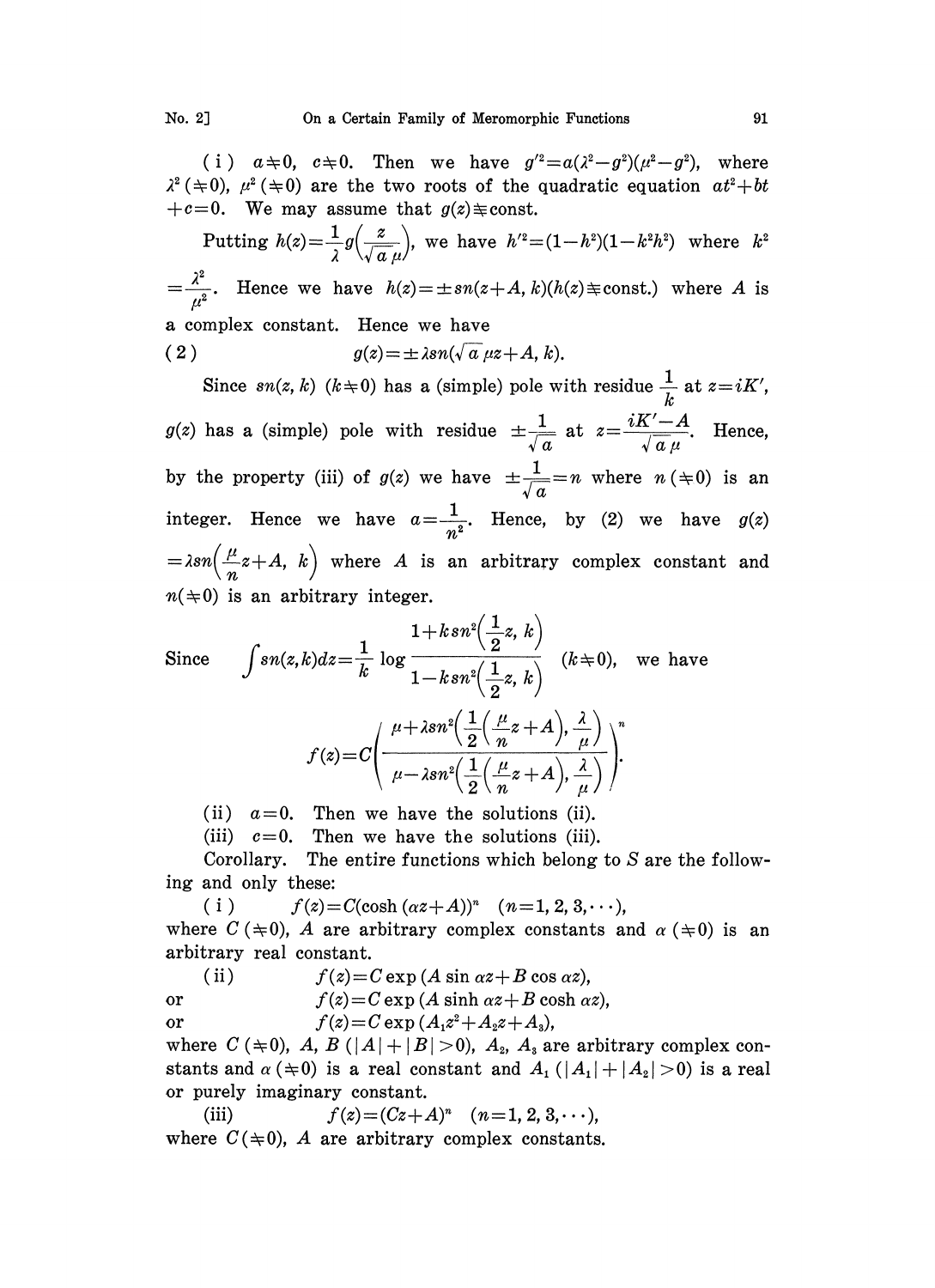(i) $a \neq 0$, $c \neq 0$. Then we have $g'^2 = a(\lambda^2 - g^2)(\mu^2 - g^2)$, where $\lambda^2 (\neq 0)$, $\mu^2 (\neq 0)$ are the two roots of the quadratic equation $at^2 + bt + c = 0$. We may assume that $g(z) \neq \text{const.}$

Putting $h(z) = \frac{1}{\lambda} g\left(\frac{z}{\sqrt{a}\,\mu}\right)$, we have $h'^2 = (1-h^2)(1-k^2h^2)$ where $k^2 = \frac{\lambda^2}{\mu^2}$. Hence we have $h(z) = \pm sn(z+A, k)(h(z) \neq \text{const.})$ where $A$ is a complex constant. Hence we have

$$g(z) = \pm \lambda sn(\sqrt{a}\,\mu z + A, k). \tag{2}$$

Since $sn(z, k)$ $(k \neq 0)$ has a (simple) pole with residue $\frac{1}{k}$ at $z = iK'$, $g(z)$ has a (simple) pole with residue $\pm\frac{1}{\sqrt{a}}$ at $z = \frac{iK' - A}{\sqrt{a}\,\mu}$. Hence, by the property (iii) of $g(z)$ we have $\pm\frac{1}{\sqrt{a}} = n$ where $n (\neq 0)$ is an integer. Hence we have $a = \frac{1}{n^2}$. Hence, by (2) we have $g(z) = \lambda sn\left(\frac{\mu}{n}z + A,\ k\right)$ where $A$ is an arbitrary complex constant and $n (\neq 0)$ is an arbitrary integer.

Since $\displaystyle\int sn(z,k)dz = \frac{1}{k}\log\frac{1 + ksn^2\left(\frac{1}{2}z,\ k\right)}{1 - ksn^2\left(\frac{1}{2}z,\ k\right)}$ $(k \neq 0)$, we have

$$f(z) = C\left(\frac{\mu + \lambda sn^2\left(\frac{1}{2}\left(\frac{\mu}{n}z + A\right),\ \frac{\lambda}{\mu}\right)}{\mu - \lambda sn^2\left(\frac{1}{2}\left(\frac{\mu}{n}z + A\right),\ \frac{\lambda}{\mu}\right)}\right)^n.$$

(ii) $a = 0$. Then we have the solutions (ii).

(iii) $c = 0$. Then we have the solutions (iii).

Corollary. The entire functions which belong to $S$ are the following and only these:

(i) $\quad f(z) = C(\cosh(\alpha z + A))^n \quad (n = 1, 2, 3, \cdots)$,

where $C (\neq 0)$, $A$ are arbitrary complex constants and $\alpha (\neq 0)$ is an arbitrary real constant.

(ii) $\quad f(z) = C\exp(A\sin\alpha z + B\cos\alpha z)$,

or $\quad f(z) = C\exp(A\sinh\alpha z + B\cosh\alpha z)$,

or $\quad f(z) = C\exp(A_1z^2 + A_2z + A_3)$,

where $C (\neq 0)$, $A$, $B$ $(|A| + |B| > 0)$, $A_2$, $A_3$ are arbitrary complex constants and $\alpha (\neq 0)$ is a real constant and $A_1$ $(|A_1| + |A_2| > 0)$ is a real or purely imaginary constant.

(iii) $\quad f(z) = (Cz + A)^n \quad (n = 1, 2, 3, \cdots)$,

where $C (\neq 0)$, $A$ are arbitrary complex constants.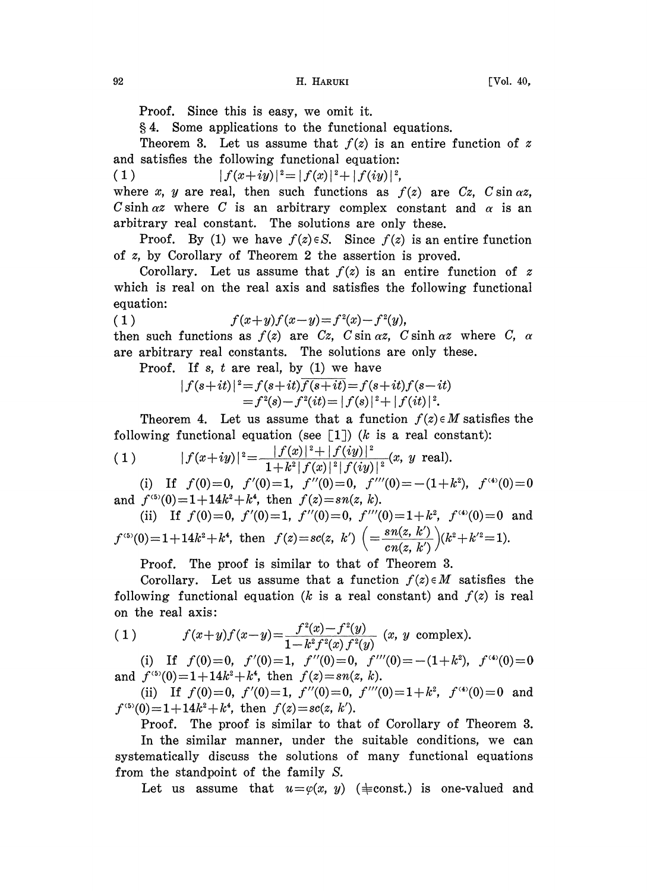Proof. Since this is easy, we omit it.

§ 4. Some applications to the functional equations.

Theorem 3. Let us assume that $f(z)$ is an entire function of $z$ and satisfies the following functional equation:

$$(1) \qquad |f(x+iy)|^2 = |f(x)|^2 + |f(iy)|^2,$$

where $x$, $y$ are real, then such functions as $f(z)$ are $Cz$, $C\sin \alpha z$, $C\sinh \alpha z$ where $C$ is an arbitrary complex constant and $\alpha$ is an arbitrary real constant. The solutions are only these.

Proof. By (1) we have $f(z) \in S$. Since $f(z)$ is an entire function of $z$, by Corollary of Theorem 2 the assertion is proved.

Corollary. Let us assume that $f(z)$ is an entire function of $z$ which is real on the real axis and satisfies the following functional equation:

$$(1) \qquad f(x+y)f(x-y) = f^2(x) - f^2(y),$$

then such functions as $f(z)$ are $Cz$, $C\sin \alpha z$, $C\sinh \alpha z$ where $C$, $\alpha$ are arbitrary real constants. The solutions are only these.

Proof. If $s$, $t$ are real, by (1) we have

$$\begin{aligned} |f(s+it)|^2 &= f(s+it)\overline{f(s+it)} = f(s+it)f(s-it) \\ &= f^2(s) - f^2(it) = |f(s)|^2 + |f(it)|^2. \end{aligned}$$

Theorem 4. Let us assume that a function $f(z) \in M$ satisfies the following functional equation (see [1]) ($k$ is a real constant):

$$(1) \qquad |f(x+iy)|^2 = \frac{|f(x)|^2 + |f(iy)|^2}{1 + k^2 |f(x)|^2 |f(iy)|^2} (x,\ y \text{ real}).$$

(i) If $f(0)=0$, $f'(0)=1$, $f''(0)=0$, $f'''(0) = -(1+k^2)$, $f^{(4)}(0)=0$ and $f^{(5)}(0) = 1+14k^2+k^4$, then $f(z) = sn(z, k)$.

(ii) If $f(0)=0$, $f'(0)=1$, $f''(0)=0$, $f'''(0) = 1+k^2$, $f^{(4)}(0)=0$ and $f^{(5)}(0) = 1+14k^2+k^4$, then $f(z) = sc(z, k') \left( = \dfrac{sn(z, k')}{cn(z, k')} \right) (k^2 + k'^2 = 1)$.

Proof. The proof is similar to that of Theorem 3.

Corollary. Let us assume that a function $f(z) \in M$ satisfies the following functional equation ($k$ is a real constant) and $f(z)$ is real on the real axis:

$$(1) \qquad f(x+y)f(x-y) = \frac{f^2(x) - f^2(y)}{1 - k^2 f^2(x) f^2(y)} \ (x,\ y \text{ complex}).$$

(i) If $f(0)=0$, $f'(0)=1$, $f''(0)=0$, $f'''(0) = -(1+k^2)$, $f^{(4)}(0)=0$ and $f^{(5)}(0) = 1+14k^2+k^4$, then $f(z) = sn(z, k)$.

(ii) If $f(0)=0$, $f'(0)=1$, $f''(0)=0$, $f'''(0) = 1+k^2$, $f^{(4)}(0)=0$ and $f^{(5)}(0) = 1+14k^2+k^4$, then $f(z) = sc(z, k')$.

Proof. The proof is similar to that of Corollary of Theorem 3.

In the similar manner, under the suitable conditions, we can systematically discuss the solutions of many functional equations from the standpoint of the family $S$.

Let us assume that $u = \varphi(x, y)$ ($\neq$const.) is one-valued and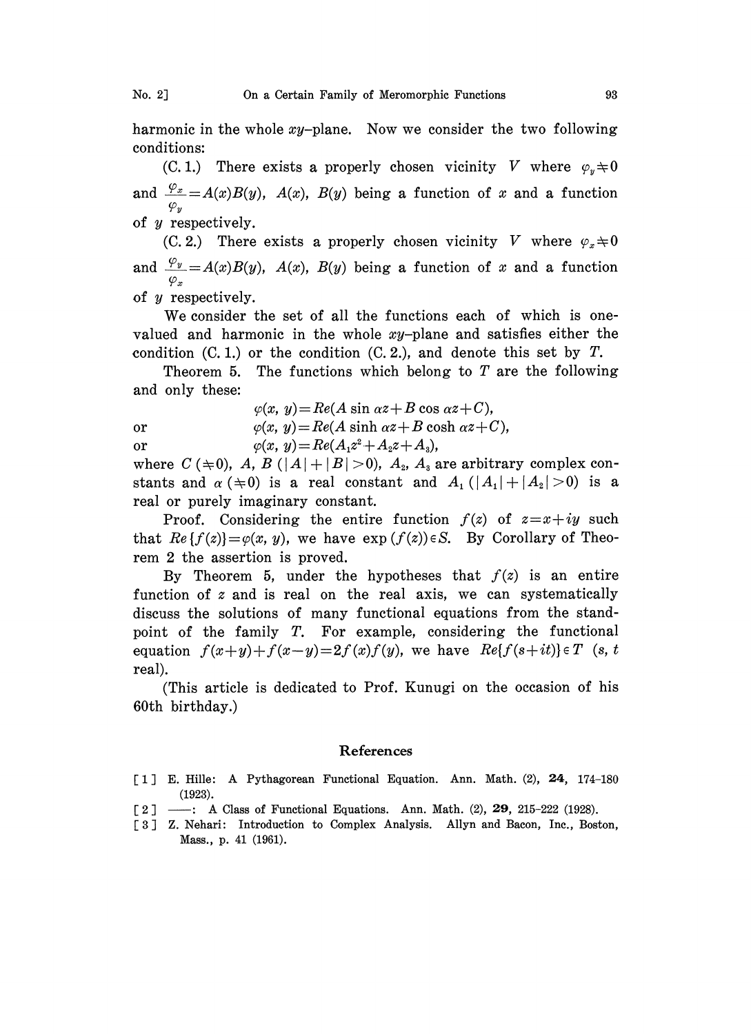harmonic in the whole $xy$-plane. Now we consider the two following conditions:

(C. 1.) There exists a properly chosen vicinity $V$ where $\varphi_y \neq 0$ and $\frac{\varphi_x}{\varphi_y} = A(x)B(y)$, $A(x)$, $B(y)$ being a function of $x$ and a function of $y$ respectively.

(C. 2.) There exists a properly chosen vicinity $V$ where $\varphi_x \neq 0$ and $\frac{\varphi_y}{\varphi_x} = A(x)B(y)$, $A(x)$, $B(y)$ being a function of $x$ and a function of $y$ respectively.

We consider the set of all the functions each of which is one-valued and harmonic in the whole $xy$-plane and satisfies either the condition (C. 1.) or the condition (C. 2.), and denote this set by $T$.

Theorem 5. The functions which belong to $T$ are the following and only these:

$$\varphi(x, y) = Re(A \sin \alpha z + B \cos \alpha z + C),$$

or

$$\varphi(x, y) = Re(A \sinh \alpha z + B \cosh \alpha z + C),$$

or

$$\varphi(x, y) = Re(A_1 z^2 + A_2 z + A_3),$$

where $C\ (\neq 0)$, $A$, $B\ (|A| + |B| > 0)$, $A_2$, $A_3$ are arbitrary complex constants and $\alpha\ (\neq 0)$ is a real constant and $A_1\ (|A_1| + |A_2| > 0)$ is a real or purely imaginary constant.

Proof. Considering the entire function $f(z)$ of $z = x + iy$ such that $Re\{f(z)\} = \varphi(x, y)$, we have $\exp(f(z)) \in S$. By Corollary of Theorem 2 the assertion is proved.

By Theorem 5, under the hypotheses that $f(z)$ is an entire function of $z$ and is real on the real axis, we can systematically discuss the solutions of many functional equations from the standpoint of the family $T$. For example, considering the functional equation $f(x+y) + f(x-y) = 2f(x)f(y)$, we have $Re\{f(s+it)\} \in T$ ($s$, $t$ real).

(This article is dedicated to Prof. Kunugi on the occasion of his 60th birthday.)

## References

[1] E. Hille: A Pythagorean Functional Equation. Ann. Math. (2), **24**, 174–180 (1923).

[2] ——: A Class of Functional Equations. Ann. Math. (2), **29**, 215–222 (1928).

[3] Z. Nehari: Introduction to Complex Analysis. Allyn and Bacon, Inc., Boston, Mass., p. 41 (1961).